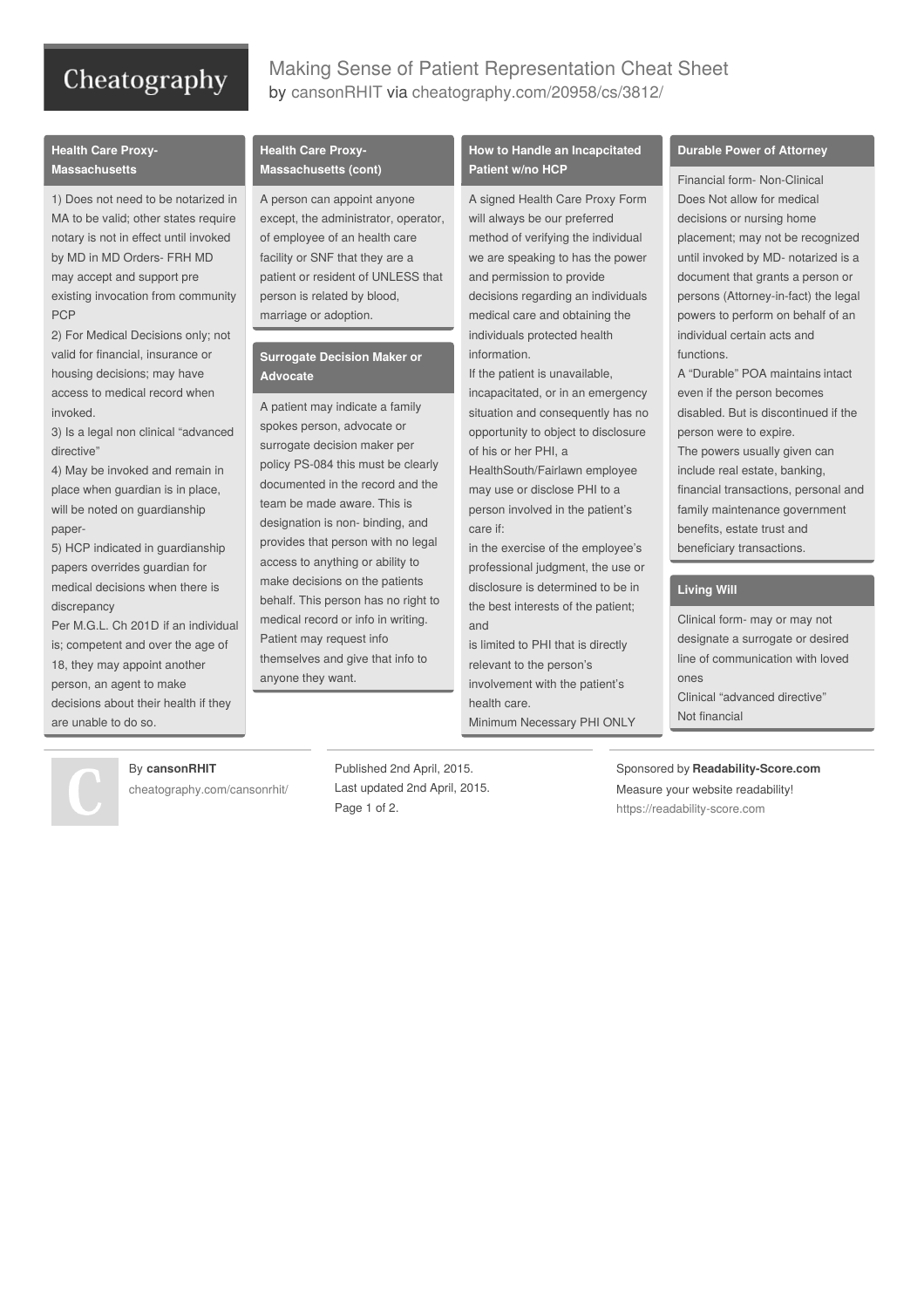# Making Sense of Patient Representation Cheat Sheet

by cansonRHIT via cheatography.com/20958/cs/3812/

## Health Care Proxy- Massachusetts

1) Does not need to be notarized in MA to be valid; other states require notary is not in effect until invoked by MD in MD Orders- FRH MD may accept and support pre existing invocation from community PCP

2) For Medical Decisions only; not valid for financial, insurance or housing decisions; may have access to medical record when invoked.

3) Is a legal non clinical "advanced directive"

4) May be invoked and remain in place when guardian is in place, will be noted on guardianship paper-

5) HCP indicated in guardianship papers overrides guardian for medical decisions when there is discrepancy

Per M.G.L. Ch 201D if an individual is; competent and over the age of 18, they may appoint another person, an agent to make decisions about their health if they are unable to do so.

## Health Care Proxy- Massachusetts (cont)

A person can appoint anyone except, the administrator, operator, of employee of an health care facility or SNF that they are a patient or resident of UNLESS that person is related by blood, marriage or adoption.

## Surrogate Decision Maker or Advocate

A patient may indicate a family spokes person, advocate or surrogate decision maker per policy PS-084 this must be clearly documented in the record and the team be made aware. This is designation is non- binding, and provides that person with no legal access to anything or ability to make decisions on the patients behalf. This person has no right to medical record or info in writing. Patient may request info themselves and give that info to anyone they want.

## How to Handle an Incapcitated Patient w/no HCP

A signed Health Care Proxy Form will always be our preferred method of verifying the individual we are speaking to has the power and permission to provide decisions regarding an individuals medical care and obtaining the individuals protected health information.

If the patient is unavailable, incapacitated, or in an emergency situation and consequently has no opportunity to object to disclosure of his or her PHI, a HealthSouth/Fairlawn employee may use or disclose PHI to a person involved in the patient's care if:

in the exercise of the employee's professional judgment, the use or disclosure is determined to be in the best interests of the patient; and

is limited to PHI that is directly relevant to the person's involvement with the patient's health care.

Minimum Necessary PHI ONLY

## Durable Power of Attorney

Financial form- Non-Clinical

Does Not allow for medical decisions or nursing home placement; may not be recognized until invoked by MD- notarized is a document that grants a person or persons (Attorney-in-fact) the legal powers to perform on behalf of an individual certain acts and functions.

A "Durable" POA maintains intact even if the person becomes disabled. But is discontinued if the person were to expire.

The powers usually given can include real estate, banking, financial transactions, personal and family maintenance government benefits, estate trust and beneficiary transactions.

## Living Will

Clinical form- may or may not designate a surrogate or desired line of communication with loved ones

Clinical "advanced directive"

Not financial

By **cansonRHIT**
cheatography.com/cansonrhit/

Published 2nd April, 2015.
Last updated 2nd April, 2015.

Sponsored by **Readability-Score.com**
Measure your website readability!
https://readability-score.com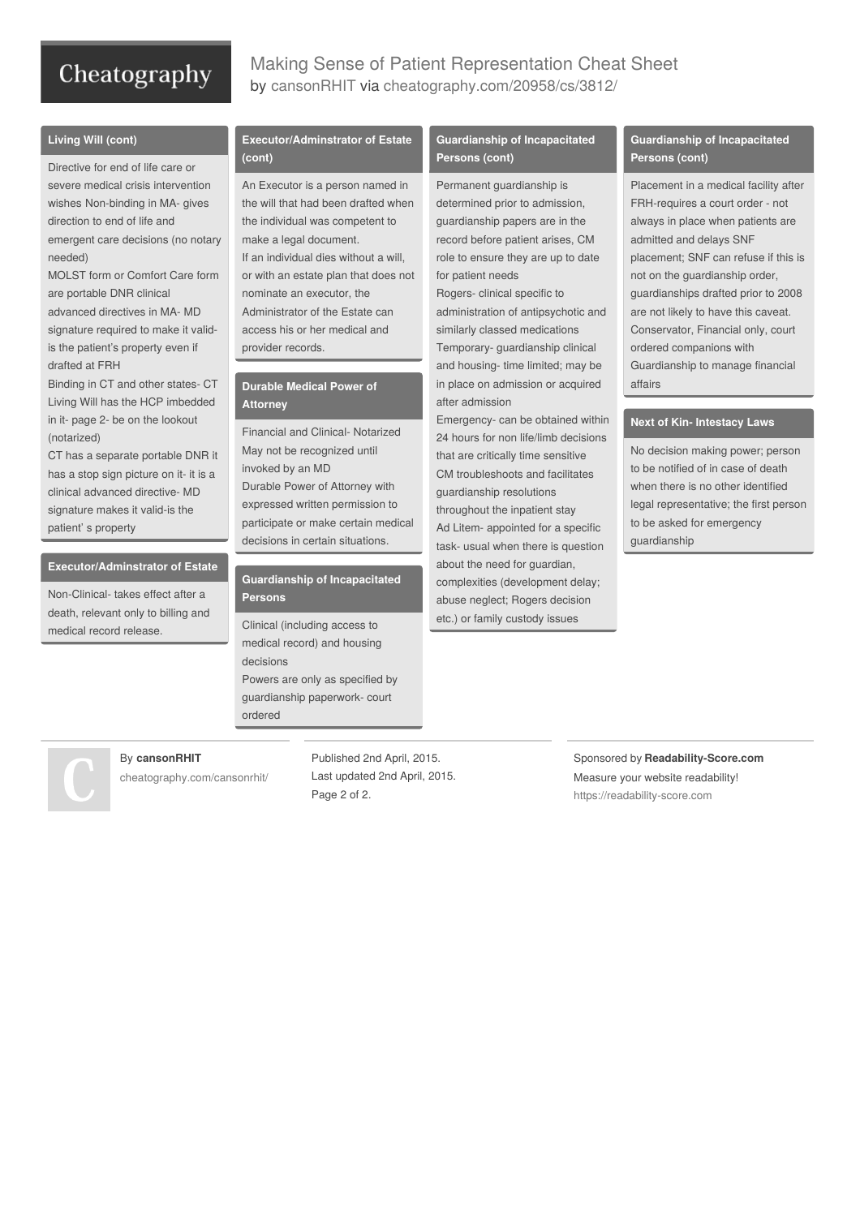## Living Will (cont)

Directive for end of life care or severe medical crisis intervention wishes Non-binding in MA- gives direction to end of life and emergent care decisions (no notary needed)

MOLST form or Comfort Care form are portable DNR clinical advanced directives in MA- MD signature required to make it valid- is the patient's property even if drafted at FRH

Binding in CT and other states- CT Living Will has the HCP imbedded in it- page 2- be on the lookout (notarized)

CT has a separate portable DNR it has a stop sign picture on it- it is a clinical advanced directive- MD signature makes it valid-is the patient' s property

## Executor/Adminstrator of Estate

Non-Clinical- takes effect after a death, relevant only to billing and medical record release.

## Executor/Adminstrator of Estate (cont)

An Executor is a person named in the will that had been drafted when the individual was competent to make a legal document.

If an individual dies without a will, or with an estate plan that does not nominate an executor, the Administrator of the Estate can access his or her medical and provider records.

## Durable Medical Power of Attorney

Financial and Clinical- Notarized

May not be recognized until invoked by an MD

Durable Power of Attorney with expressed written permission to participate or make certain medical decisions in certain situations.

## Guardianship of Incapacitated Persons

Clinical (including access to medical record) and housing decisions

Powers are only as specified by guardianship paperwork- court ordered

## Guardianship of Incapacitated Persons (cont)

Permanent guardianship is determined prior to admission, guardianship papers are in the record before patient arises, CM role to ensure they are up to date for patient needs

Rogers- clinical specific to administration of antipsychotic and similarly classed medications

Temporary- guardianship clinical and housing- time limited; may be in place on admission or acquired after admission

Emergency- can be obtained within 24 hours for non life/limb decisions that are critically time sensitive

CM troubleshoots and facilitates guardianship resolutions throughout the inpatient stay

Ad Litem- appointed for a specific task- usual when there is question about the need for guardian, complexities (development delay; abuse neglect; Rogers decision etc.) or family custody issues

## Guardianship of Incapacitated Persons (cont)

Placement in a medical facility after FRH-requires a court order - not always in place when patients are admitted and delays SNF placement; SNF can refuse if this is not on the guardianship order, guardianships drafted prior to 2008 are not likely to have this caveat.

Conservator, Financial only, court ordered companions with Guardianship to manage financial affairs

## Next of Kin- Intestacy Laws

No decision making power; person to be notified of in case of death when there is no other identified legal representative; the first person to be asked for emergency guardianship